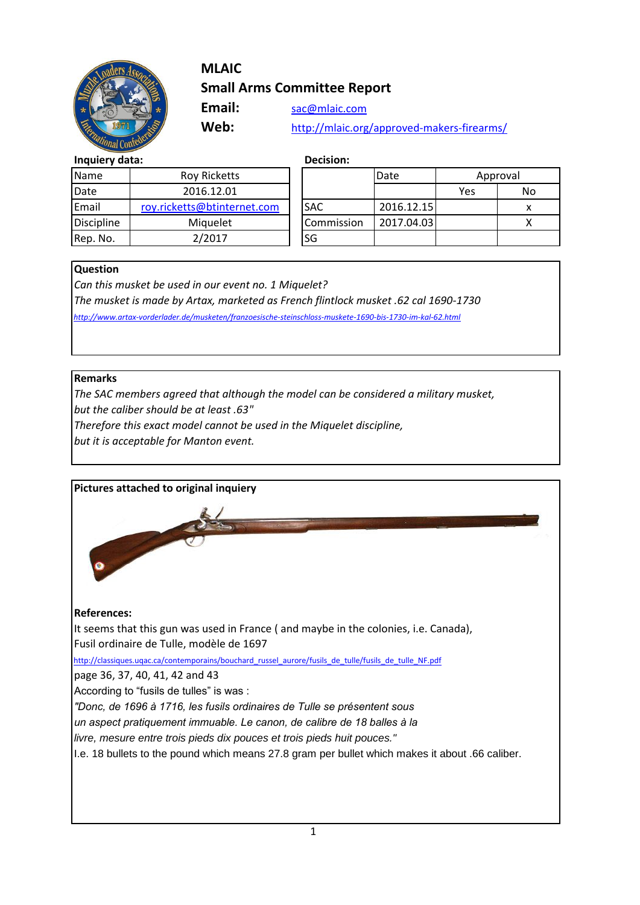# MLAIC

## Small Arms Committee Report

**Email:** sac@mlaic.com

**Web:** http://mlaic.org/approved-makers-firearms/

**Inquiery data:**

| Name | Roy Ricketts |
|---|---|
| Date | 2016.12.01 |
| Email | roy.ricketts@btinternet.com |
| Discipline | Miquelet |
| Rep. No. | 2/2017 |

**Decision:**

| | Date | Approval | |
|---|---|---|---|
| | | Yes | No |
| SAC | 2016.12.15 | | x |
| Commission | 2017.04.03 | | X |
| SG | | | |

**Question**

*Can this musket be used in our event no. 1 Miquelet?*

*The musket is made by Artax, marketed as French flintlock musket .62 cal 1690-1730*

*http://www.artax-vorderlader.de/musketen/franzoesische-steinschloss-muskete-1690-bis-1730-im-kal-62.html*

**Remarks**

*The SAC members agreed that although the model can be considered a military musket,*
*but the caliber should be at least .63"*
*Therefore this exact model cannot be used in the Miquelet discipline,*
*but it is acceptable for Manton event.*

**Pictures attached to original inquiery**

**References:**

It seems that this gun was used in France ( and maybe in the colonies, i.e. Canada),
Fusil ordinaire de Tulle, modèle de 1697

http://classiques.uqac.ca/contemporains/bouchard_russel_aurore/fusils_de_tulle/fusils_de_tulle_NF.pdf

page 36, 37, 40, 41, 42 and 43

According to "fusils de tulles" is was :

*"Donc, de 1696 à 1716, les fusils ordinaires de Tulle se présentent sous un aspect pratiquement immuable. Le canon, de calibre de 18 balles à la livre, mesure entre trois pieds dix pouces et trois pieds huit pouces."*

I.e. 18 bullets to the pound which means 27.8 gram per bullet which makes it about .66 caliber.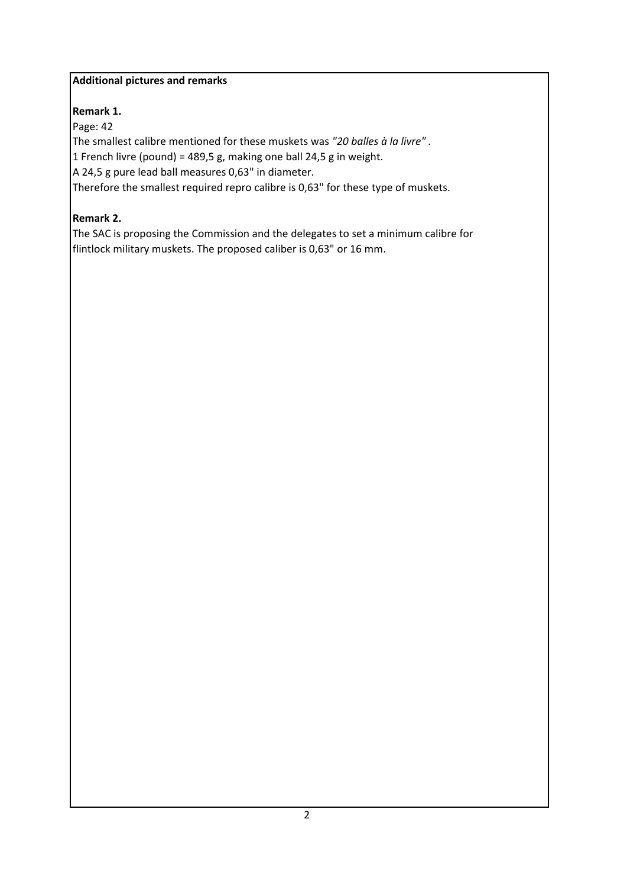**Additional pictures and remarks**

**Remark 1.**

Page: 42

The smallest calibre mentioned for these muskets was *"20 balles à la livre"* .

1 French livre (pound) = 489,5 g, making one ball 24,5 g in weight.

A 24,5 g pure lead ball measures 0,63" in diameter.

Therefore the smallest required repro calibre is 0,63" for these type of muskets.

**Remark 2.**

The SAC is proposing the Commission and the delegates to set a minimum calibre for flintlock military muskets. The proposed caliber is 0,63" or 16 mm.